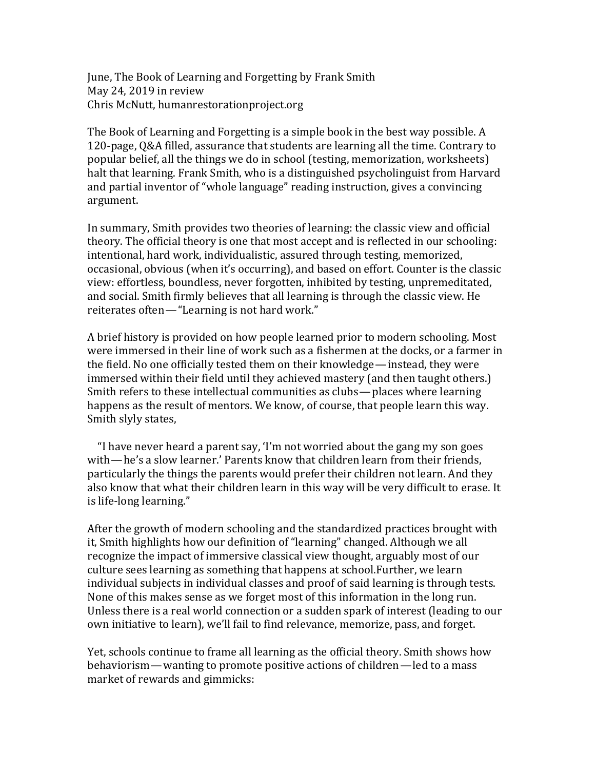June, The Book of Learning and Forgetting by Frank Smith
May 24, 2019 in review
Chris McNutt, humanrestorationproject.org

The Book of Learning and Forgetting is a simple book in the best way possible. A 120-page, Q&A filled, assurance that students are learning all the time. Contrary to popular belief, all the things we do in school (testing, memorization, worksheets) halt that learning. Frank Smith, who is a distinguished psycholinguist from Harvard and partial inventor of "whole language" reading instruction, gives a convincing argument.

In summary, Smith provides two theories of learning: the classic view and official theory. The official theory is one that most accept and is reflected in our schooling: intentional, hard work, individualistic, assured through testing, memorized, occasional, obvious (when it's occurring), and based on effort. Counter is the classic view: effortless, boundless, never forgotten, inhibited by testing, unpremeditated, and social. Smith firmly believes that all learning is through the classic view. He reiterates often— "Learning is not hard work."

A brief history is provided on how people learned prior to modern schooling. Most were immersed in their line of work such as a fishermen at the docks, or a farmer in the field. No one officially tested them on their knowledge— instead, they were immersed within their field until they achieved mastery (and then taught others.) Smith refers to these intellectual communities as clubs— places where learning happens as the result of mentors. We know, of course, that people learn this way. Smith slyly states,

> "I have never heard a parent say, 'I'm not worried about the gang my son goes with— he's a slow learner.' Parents know that children learn from their friends, particularly the things the parents would prefer their children not learn. And they also know that what their children learn in this way will be very difficult to erase. It is life-long learning."

After the growth of modern schooling and the standardized practices brought with it, Smith highlights how our definition of "learning" changed. Although we all recognize the impact of immersive classical view thought, arguably most of our culture sees learning as something that happens at school.Further, we learn individual subjects in individual classes and proof of said learning is through tests. None of this makes sense as we forget most of this information in the long run. Unless there is a real world connection or a sudden spark of interest (leading to our own initiative to learn), we'll fail to find relevance, memorize, pass, and forget.

Yet, schools continue to frame all learning as the official theory. Smith shows how behaviorism— wanting to promote positive actions of children— led to a mass market of rewards and gimmicks: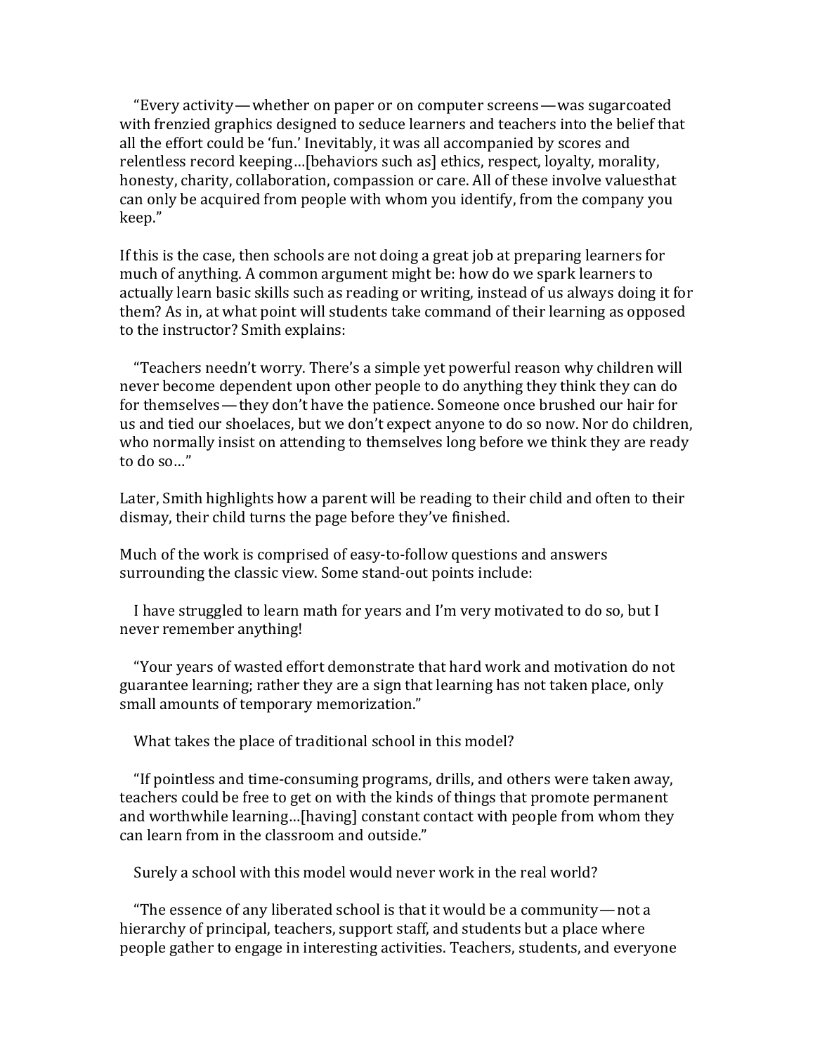"Every activity—whether on paper or on computer screens—was sugarcoated with frenzied graphics designed to seduce learners and teachers into the belief that all the effort could be 'fun.' Inevitably, it was all accompanied by scores and relentless record keeping…[behaviors such as] ethics, respect, loyalty, morality, honesty, charity, collaboration, compassion or care. All of these involve valuesthat can only be acquired from people with whom you identify, from the company you keep."

If this is the case, then schools are not doing a great job at preparing learners for much of anything. A common argument might be: how do we spark learners to actually learn basic skills such as reading or writing, instead of us always doing it for them? As in, at what point will students take command of their learning as opposed to the instructor? Smith explains:

"Teachers needn't worry. There's a simple yet powerful reason why children will never become dependent upon other people to do anything they think they can do for themselves—they don't have the patience. Someone once brushed our hair for us and tied our shoelaces, but we don't expect anyone to do so now. Nor do children, who normally insist on attending to themselves long before we think they are ready to do so…"

Later, Smith highlights how a parent will be reading to their child and often to their dismay, their child turns the page before they've finished.

Much of the work is comprised of easy-to-follow questions and answers surrounding the classic view. Some stand-out points include:

I have struggled to learn math for years and I'm very motivated to do so, but I never remember anything!

"Your years of wasted effort demonstrate that hard work and motivation do not guarantee learning; rather they are a sign that learning has not taken place, only small amounts of temporary memorization."

What takes the place of traditional school in this model?

"If pointless and time-consuming programs, drills, and others were taken away, teachers could be free to get on with the kinds of things that promote permanent and worthwhile learning…[having] constant contact with people from whom they can learn from in the classroom and outside."

Surely a school with this model would never work in the real world?

"The essence of any liberated school is that it would be a community—not a hierarchy of principal, teachers, support staff, and students but a place where people gather to engage in interesting activities. Teachers, students, and everyone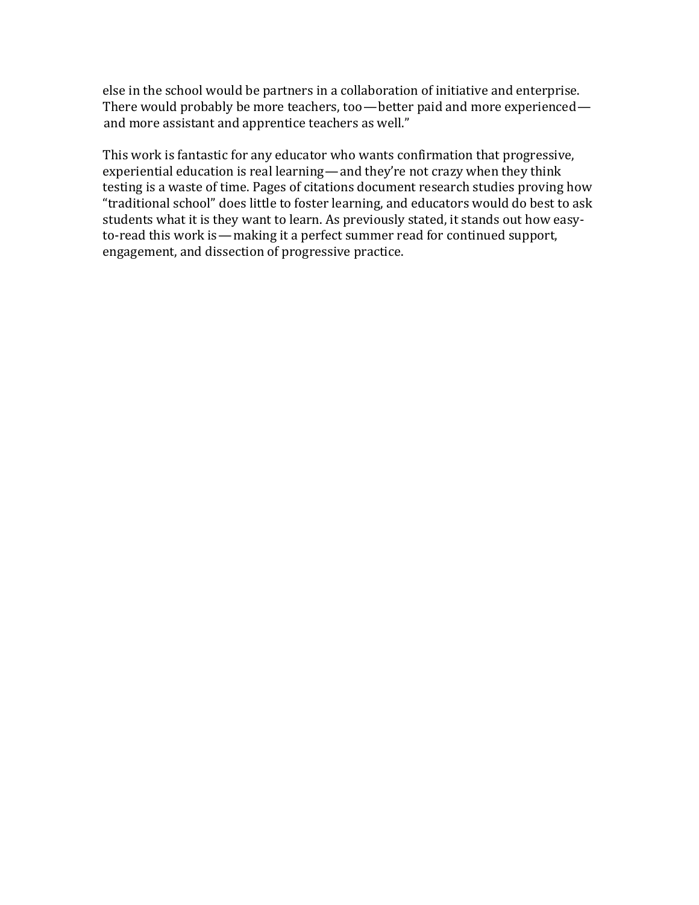else in the school would be partners in a collaboration of initiative and enterprise. There would probably be more teachers, too—better paid and more experienced—and more assistant and apprentice teachers as well."

This work is fantastic for any educator who wants confirmation that progressive, experiential education is real learning—and they're not crazy when they think testing is a waste of time. Pages of citations document research studies proving how "traditional school" does little to foster learning, and educators would do best to ask students what it is they want to learn. As previously stated, it stands out how easy-to-read this work is—making it a perfect summer read for continued support, engagement, and dissection of progressive practice.